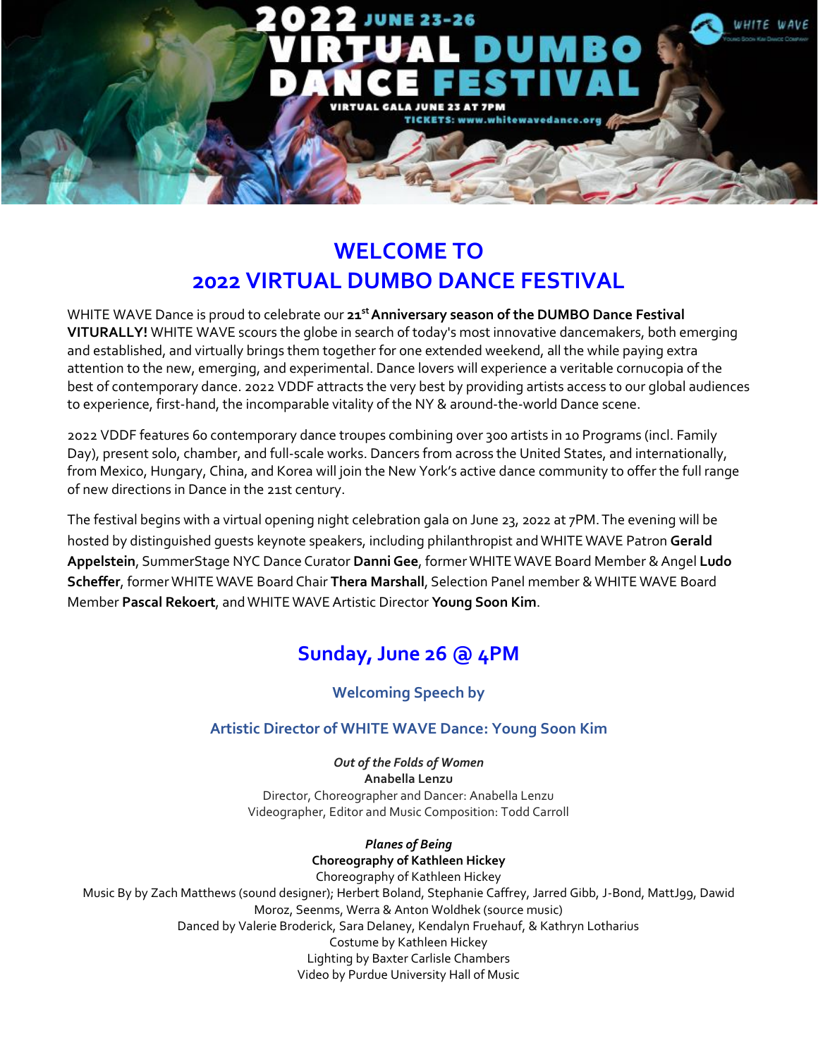# WELCOME TO
# 2022 VIRTUAL DUMBO DANCE FESTIVAL

WHITE WAVE Dance is proud to celebrate our **21st Anniversary season of the DUMBO Dance Festival VITURALLY!** WHITE WAVE scours the globe in search of today's most innovative dancemakers, both emerging and established, and virtually brings them together for one extended weekend, all the while paying extra attention to the new, emerging, and experimental. Dance lovers will experience a veritable cornucopia of the best of contemporary dance. 2022 VDDF attracts the very best by providing artists access to our global audiences to experience, first-hand, the incomparable vitality of the NY & around-the-world Dance scene.

2022 VDDF features 60 contemporary dance troupes combining over 300 artists in 10 Programs (incl. Family Day), present solo, chamber, and full-scale works. Dancers from across the United States, and internationally, from Mexico, Hungary, China, and Korea will join the New York's active dance community to offer the full range of new directions in Dance in the 21st century.

The festival begins with a virtual opening night celebration gala on June 23, 2022 at 7PM. The evening will be hosted by distinguished guests keynote speakers, including philanthropist and WHITE WAVE Patron **Gerald Appelstein**, SummerStage NYC Dance Curator **Danni Gee**, former WHITE WAVE Board Member & Angel **Ludo Scheffer**, former WHITE WAVE Board Chair **Thera Marshall**, Selection Panel member & WHITE WAVE Board Member **Pascal Rekoert**, and WHITE WAVE Artistic Director **Young Soon Kim**.

## Sunday, June 26 @ 4PM

### Welcoming Speech by

### Artistic Director of WHITE WAVE Dance: Young Soon Kim

*Out of the Folds of Women*
**Anabella Lenzu**
Director, Choreographer and Dancer: Anabella Lenzu
Videographer, Editor and Music Composition: Todd Carroll

*Planes of Being*
**Choreography of Kathleen Hickey**
Choreography of Kathleen Hickey
Music By by Zach Matthews (sound designer); Herbert Boland, Stephanie Caffrey, Jarred Gibb, J-Bond, MattJ99, Dawid Moroz, Seenms, Werra & Anton Woldhek (source music)
Danced by Valerie Broderick, Sara Delaney, Kendalyn Fruehauf, & Kathryn Lotharius
Costume by Kathleen Hickey
Lighting by Baxter Carlisle Chambers
Video by Purdue University Hall of Music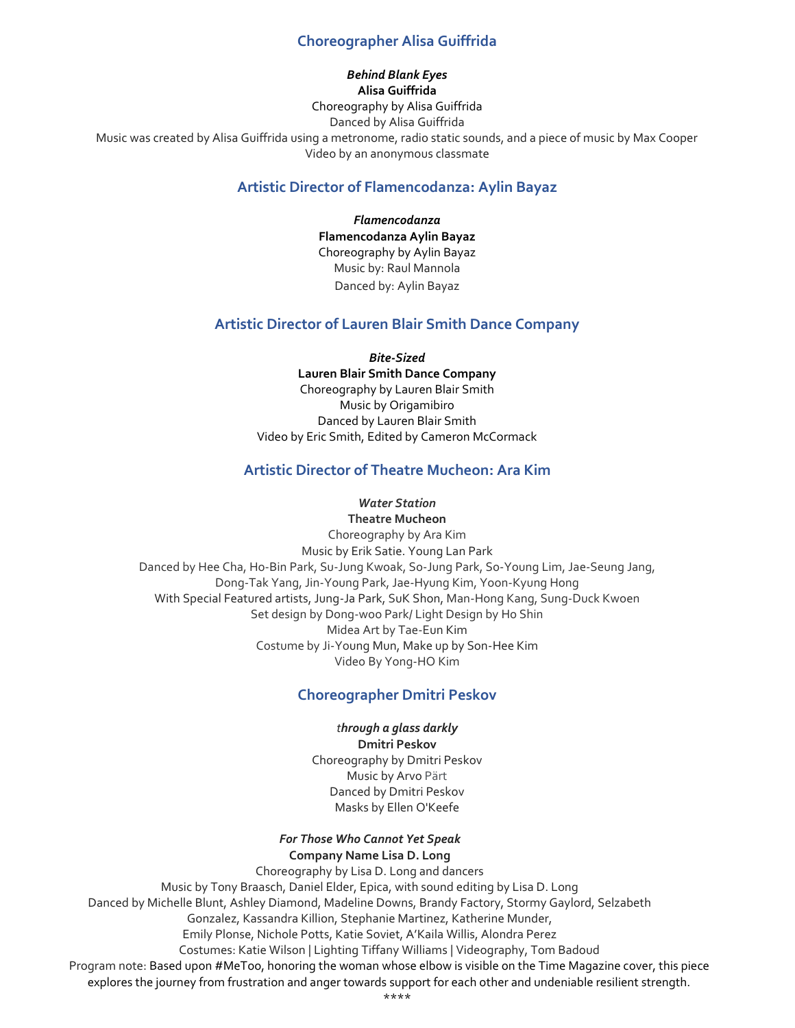## Choreographer Alisa Guiffrida

***Behind Blank Eyes***
**Alisa Guiffrida**
Choreography by Alisa Guiffrida
Danced by Alisa Guiffrida
Music was created by Alisa Guiffrida using a metronome, radio static sounds, and a piece of music by Max Cooper
Video by an anonymous classmate

## Artistic Director of Flamencodanza: Aylin Bayaz

***Flamencodanza***
**Flamencodanza Aylin Bayaz**
Choreography by Aylin Bayaz
Music by: Raul Mannola
Danced by: Aylin Bayaz

## Artistic Director of Lauren Blair Smith Dance Company

***Bite-Sized***
**Lauren Blair Smith Dance Company**
Choreography by Lauren Blair Smith
Music by Origamibiro
Danced by Lauren Blair Smith
Video by Eric Smith, Edited by Cameron McCormack

## Artistic Director of Theatre Mucheon: Ara Kim

***Water Station***
**Theatre Mucheon**
Choreography by Ara Kim
Music by Erik Satie. Young Lan Park
Danced by Hee Cha, Ho-Bin Park, Su-Jung Kwoak, So-Jung Park, So-Young Lim, Jae-Seung Jang, Dong-Tak Yang, Jin-Young Park, Jae-Hyung Kim, Yoon-Kyung Hong
With Special Featured artists, Jung-Ja Park, SuK Shon, Man-Hong Kang, Sung-Duck Kwoen
Set design by Dong-woo Park/ Light Design by Ho Shin
Midea Art by Tae-Eun Kim
Costume by Ji-Young Mun, Make up by Son-Hee Kim
Video By Yong-HO Kim

## Choreographer Dmitri Peskov

***through a glass darkly***
**Dmitri Peskov**
Choreography by Dmitri Peskov
Music by Arvo Pärt
Danced by Dmitri Peskov
Masks by Ellen O'Keefe

***For Those Who Cannot Yet Speak***
**Company Name Lisa D. Long**
Choreography by Lisa D. Long and dancers
Music by Tony Braasch, Daniel Elder, Epica, with sound editing by Lisa D. Long
Danced by Michelle Blunt, Ashley Diamond, Madeline Downs, Brandy Factory, Stormy Gaylord, Selzabeth Gonzalez, Kassandra Killion, Stephanie Martinez, Katherine Munder, Emily Plonse, Nichole Potts, Katie Soviet, A'Kaila Willis, Alondra Perez
Costumes: Katie Wilson | Lighting Tiffany Williams | Videography, Tom Badoud
Program note: Based upon #MeToo, honoring the woman whose elbow is visible on the Time Magazine cover, this piece explores the journey from frustration and anger towards support for each other and undeniable resilient strength.

****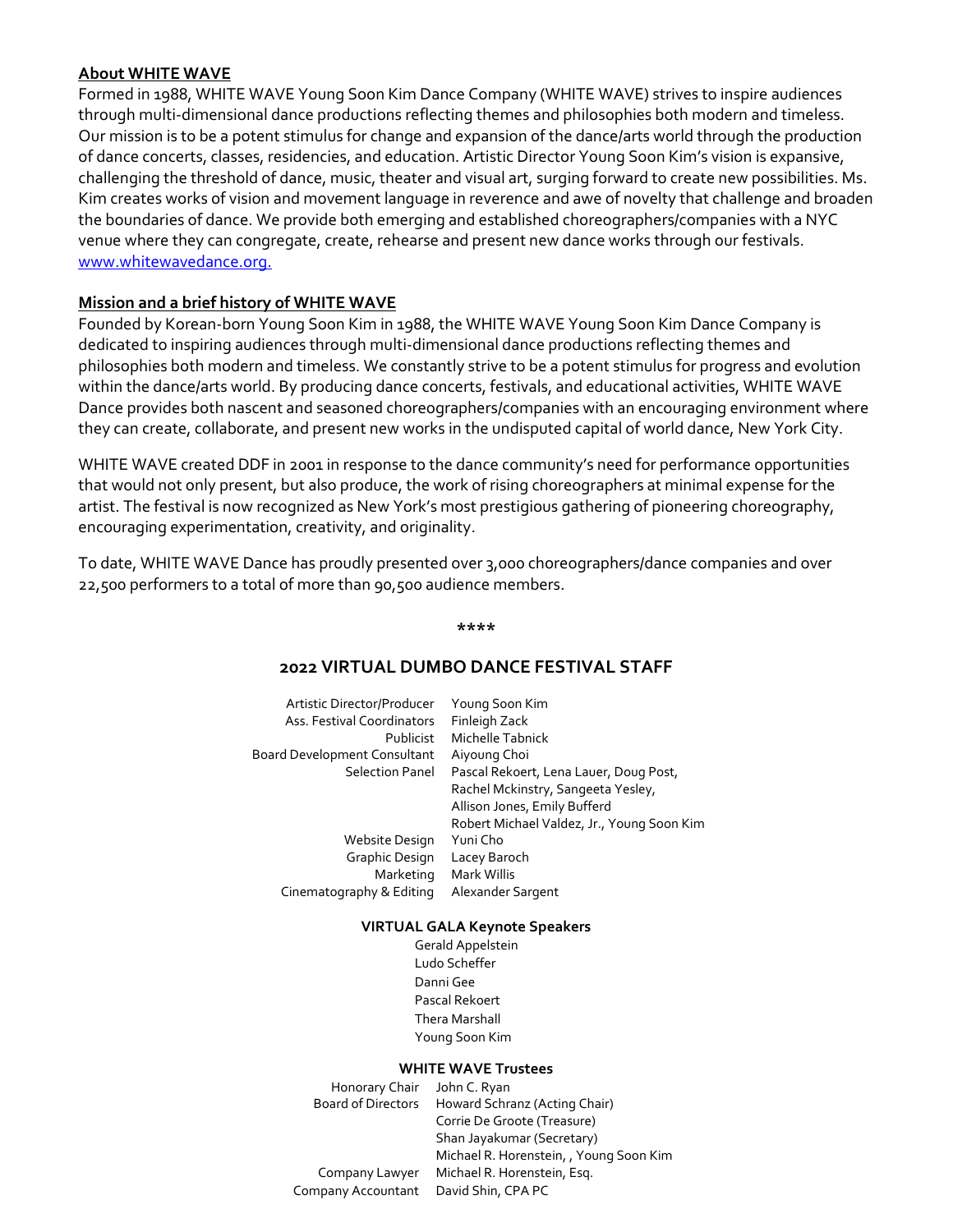**About WHITE WAVE**

Formed in 1988, WHITE WAVE Young Soon Kim Dance Company (WHITE WAVE) strives to inspire audiences through multi-dimensional dance productions reflecting themes and philosophies both modern and timeless. Our mission is to be a potent stimulus for change and expansion of the dance/arts world through the production of dance concerts, classes, residencies, and education. Artistic Director Young Soon Kim's vision is expansive, challenging the threshold of dance, music, theater and visual art, surging forward to create new possibilities. Ms. Kim creates works of vision and movement language in reverence and awe of novelty that challenge and broaden the boundaries of dance. We provide both emerging and established choreographers/companies with a NYC venue where they can congregate, create, rehearse and present new dance works through our festivals. [www.whitewavedance.org.](www.whitewavedance.org)

**Mission and a brief history of WHITE WAVE**

Founded by Korean-born Young Soon Kim in 1988, the WHITE WAVE Young Soon Kim Dance Company is dedicated to inspiring audiences through multi-dimensional dance productions reflecting themes and philosophies both modern and timeless. We constantly strive to be a potent stimulus for progress and evolution within the dance/arts world. By producing dance concerts, festivals, and educational activities, WHITE WAVE Dance provides both nascent and seasoned choreographers/companies with an encouraging environment where they can create, collaborate, and present new works in the undisputed capital of world dance, New York City.

WHITE WAVE created DDF in 2001 in response to the dance community's need for performance opportunities that would not only present, but also produce, the work of rising choreographers at minimal expense for the artist. The festival is now recognized as New York's most prestigious gathering of pioneering choreography, encouraging experimentation, creativity, and originality.

To date, WHITE WAVE Dance has proudly presented over 3,000 choreographers/dance companies and over 22,500 performers to a total of more than 90,500 audience members.

****

## 2022 VIRTUAL DUMBO DANCE FESTIVAL STAFF

| | |
|---|---|
| Artistic Director/Producer | Young Soon Kim |
| Ass. Festival Coordinators | Finleigh Zack |
| Publicist | Michelle Tabnick |
| Board Development Consultant | Aiyoung Choi |
| Selection Panel | Pascal Rekoert, Lena Lauer, Doug Post, Rachel Mckinstry, Sangeeta Yesley, Allison Jones, Emily Bufferd Robert Michael Valdez, Jr., Young Soon Kim |
| Website Design | Yuni Cho |
| Graphic Design | Lacey Baroch |
| Marketing | Mark Willis |
| Cinematography & Editing | Alexander Sargent |

**VIRTUAL GALA Keynote Speakers**

Gerald Appelstein
Ludo Scheffer
Danni Gee
Pascal Rekoert
Thera Marshall
Young Soon Kim

**WHITE WAVE Trustees**

| | |
|---|---|
| Honorary Chair | John C. Ryan |
| Board of Directors | Howard Schranz (Acting Chair) Corrie De Groote (Treasure) Shan Jayakumar (Secretary) Michael R. Horenstein, , Young Soon Kim |
| Company Lawyer | Michael R. Horenstein, Esq. |
| Company Accountant | David Shin, CPA PC |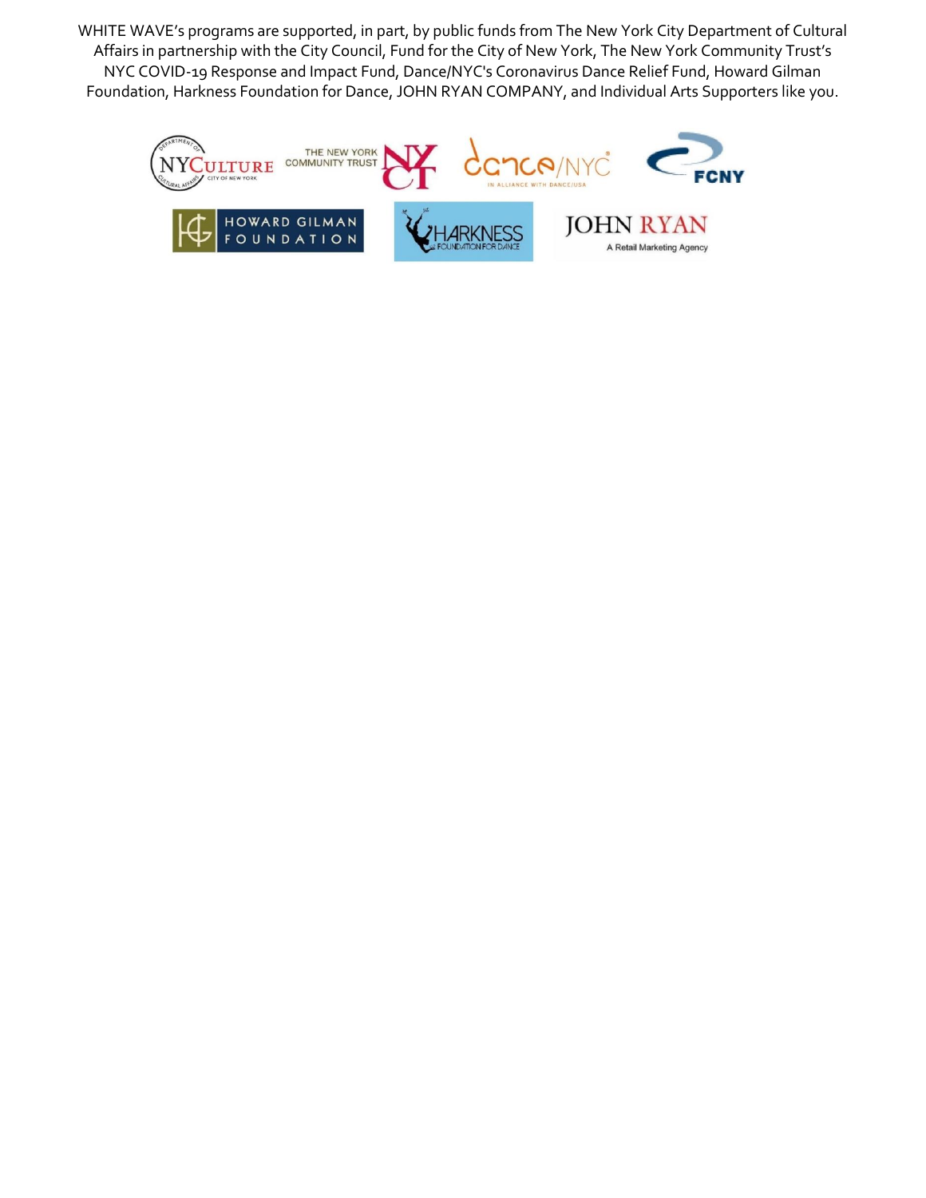WHITE WAVE's programs are supported, in part, by public funds from The New York City Department of Cultural Affairs in partnership with the City Council, Fund for the City of New York, The New York Community Trust's NYC COVID-19 Response and Impact Fund, Dance/NYC's Coronavirus Dance Relief Fund, Howard Gilman Foundation, Harkness Foundation for Dance, JOHN RYAN COMPANY, and Individual Arts Supporters like you.